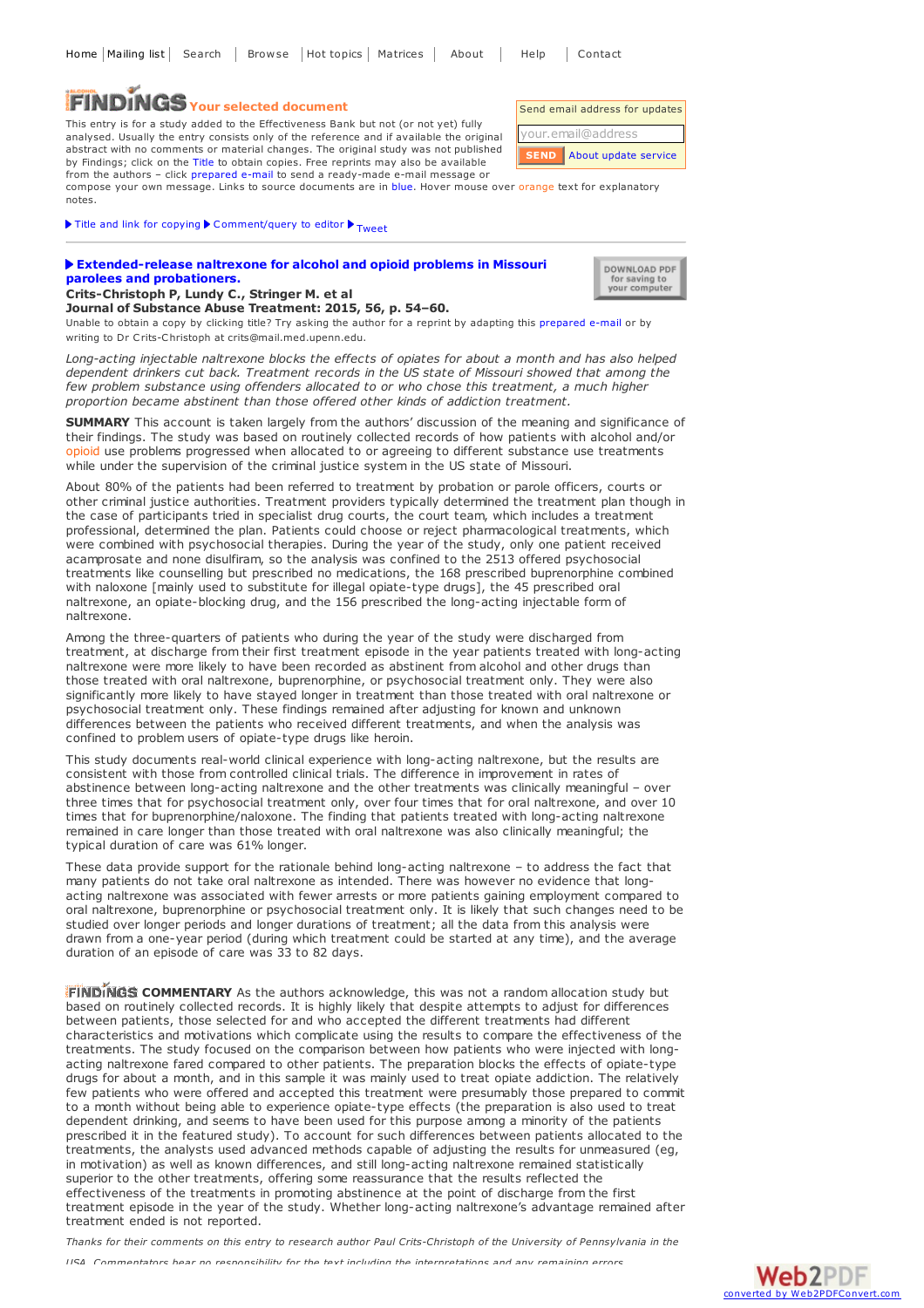Home | Mailing list | Search | Browse | Hot topics | Matrices | About | Help | Contact

# FINDINGS Your selected document

This entry is for a study added to the Effectiveness Bank but not (or not yet) fully analysed. Usually the entry consists only of the reference and if available the original abstract with no comments or material changes. The original study was not published by Findings; click on the Title to obtain copies. Free reprints may also be available from the authors – click prepared e-mail to send a ready-made e-mail message or compose your own message. Links to source documents are in blue. Hover mouse over orange text for explanatory notes.

Send email address for updates

your.email@address

SEND About update service

▶ Title and link for copying ▶ Comment/query to editor ▶ Tweet

## ▶ Extended-release naltrexone for alcohol and opioid problems in Missouri parolees and probationers.

DOWNLOAD PDF for saving to your computer

**Crits-Christoph P, Lundy C., Stringer M. et al**
**Journal of Substance Abuse Treatment: 2015, 56, p. 54–60.**

Unable to obtain a copy by clicking title? Try asking the author for a reprint by adapting this prepared e-mail or by writing to Dr Crits-Christoph at crits@mail.med.upenn.edu.

*Long-acting injectable naltrexone blocks the effects of opiates for about a month and has also helped dependent drinkers cut back. Treatment records in the US state of Missouri showed that among the few problem substance using offenders allocated to or who chose this treatment, a much higher proportion became abstinent than those offered other kinds of addiction treatment.*

**SUMMARY** This account is taken largely from the authors' discussion of the meaning and significance of their findings. The study was based on routinely collected records of how patients with alcohol and/or opioid use problems progressed when allocated to or agreeing to different substance use treatments while under the supervision of the criminal justice system in the US state of Missouri.

About 80% of the patients had been referred to treatment by probation or parole officers, courts or other criminal justice authorities. Treatment providers typically determined the treatment plan though in the case of participants tried in specialist drug courts, the court team, which includes a treatment professional, determined the plan. Patients could choose or reject pharmacological treatments, which were combined with psychosocial therapies. During the year of the study, only one patient received acamprosate and none disulfiram, so the analysis was confined to the 2513 offered psychosocial treatments like counselling but prescribed no medications, the 168 prescribed buprenorphine combined with naloxone [mainly used to substitute for illegal opiate-type drugs], the 45 prescribed oral naltrexone, an opiate-blocking drug, and the 156 prescribed the long-acting injectable form of naltrexone.

Among the three-quarters of patients who during the year of the study were discharged from treatment, at discharge from their first treatment episode in the year patients treated with long-acting naltrexone were more likely to have been recorded as abstinent from alcohol and other drugs than those treated with oral naltrexone, buprenorphine, or psychosocial treatment only. They were also significantly more likely to have stayed longer in treatment than those treated with oral naltrexone or psychosocial treatment only. These findings remained after adjusting for known and unknown differences between the patients who received different treatments, and when the analysis was confined to problem users of opiate-type drugs like heroin.

This study documents real-world clinical experience with long-acting naltrexone, but the results are consistent with those from controlled clinical trials. The difference in improvement in rates of abstinence between long-acting naltrexone and the other treatments was clinically meaningful – over three times that for psychosocial treatment only, over four times that for oral naltrexone, and over 10 times that for buprenorphine/naloxone. The finding that patients treated with long-acting naltrexone remained in care longer than those treated with oral naltrexone was also clinically meaningful; the typical duration of care was 61% longer.

These data provide support for the rationale behind long-acting naltrexone – to address the fact that many patients do not take oral naltrexone as intended. There was however no evidence that long-acting naltrexone was associated with fewer arrests or more patients gaining employment compared to oral naltrexone, buprenorphine or psychosocial treatment only. It is likely that such changes need to be studied over longer periods and longer durations of treatment; all the data from this analysis were drawn from a one-year period (during which treatment could be started at any time), and the average duration of an episode of care was 33 to 82 days.

**FINDINGS COMMENTARY** As the authors acknowledge, this was not a random allocation study but based on routinely collected records. It is highly likely that despite attempts to adjust for differences between patients, those selected for and who accepted the different treatments had different characteristics and motivations which complicate using the results to compare the effectiveness of the treatments. The study focused on the comparison between how patients who were injected with long-acting naltrexone fared compared to other patients. The preparation blocks the effects of opiate-type drugs for about a month, and in this sample it was mainly used to treat opiate addiction. The relatively few patients who were offered and accepted this treatment were presumably those prepared to commit to a month without being able to experience opiate-type effects (the preparation is also used to treat dependent drinking, and seems to have been used for this purpose among a minority of the patients prescribed it in the featured study). To account for such differences between patients allocated to the treatments, the analysts used advanced methods capable of adjusting the results for unmeasured (eg, in motivation) as well as known differences, and still long-acting naltrexone remained statistically superior to the other treatments, offering some reassurance that the results reflected the effectiveness of the treatments in promoting abstinence at the point of discharge from the first treatment episode in the year of the study. Whether long-acting naltrexone's advantage remained after treatment ended is not reported.

*Thanks for their comments on this entry to research author Paul Crits-Christoph of the University of Pennsylvania in the USA. Commentators bear no responsibility for the text including the interpretations and any remaining errors.*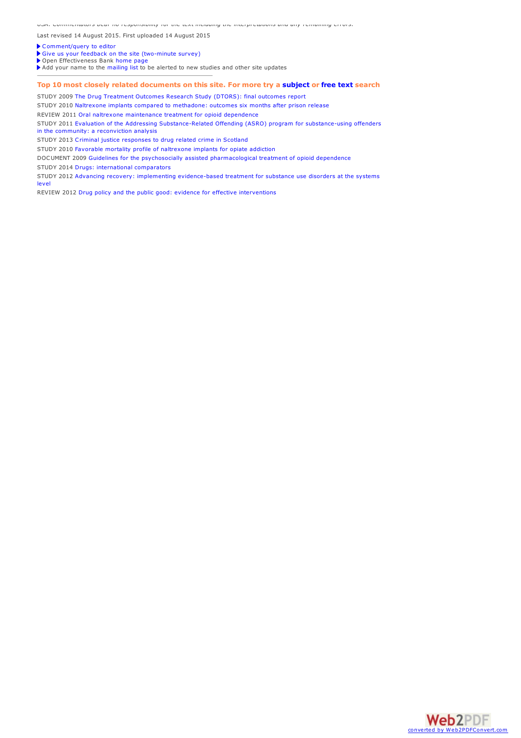USA. Commentators bear no responsibility for the text including the interpretations and any remaining errors.

Last revised 14 August 2015. First uploaded 14 August 2015

- Comment/query to editor
- Give us your feedback on the site (two-minute survey)
- Open Effectiveness Bank home page
- Add your name to the mailing list to be alerted to new studies and other site updates

---

**Top 10 most closely related documents on this site. For more try a subject or free text search**

STUDY 2009 The Drug Treatment Outcomes Research Study (DTORS): final outcomes report

STUDY 2010 Naltrexone implants compared to methadone: outcomes six months after prison release

REVIEW 2011 Oral naltrexone maintenance treatment for opioid dependence

STUDY 2011 Evaluation of the Addressing Substance-Related Offending (ASRO) program for substance-using offenders in the community: a reconviction analysis

STUDY 2013 Criminal justice responses to drug related crime in Scotland

STUDY 2010 Favorable mortality profile of naltrexone implants for opiate addiction

DOCUMENT 2009 Guidelines for the psychosocially assisted pharmacological treatment of opioid dependence

STUDY 2014 Drugs: international comparators

STUDY 2012 Advancing recovery: implementing evidence-based treatment for substance use disorders at the systems level

REVIEW 2012 Drug policy and the public good: evidence for effective interventions